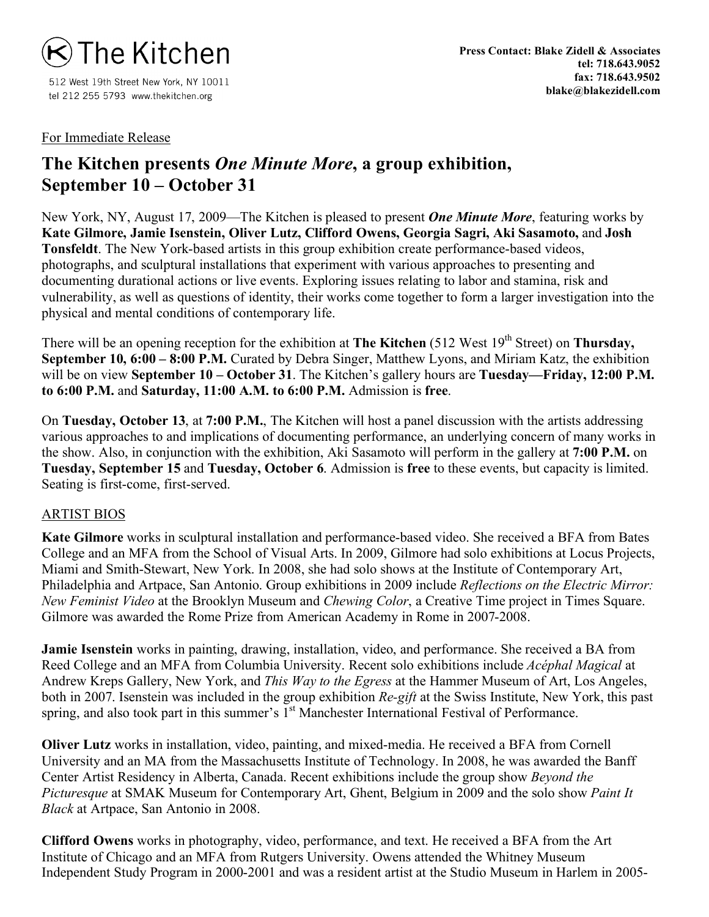The Kitchen

512 West 19th Street New York, NY 10011
tel 212 255 5793 www.thekitchen.org

**Press Contact: Blake Zidell & Associates**
**tel: 718.643.9052**
**fax: 718.643.9502**
**blake@blakezidell.com**

For Immediate Release

# The Kitchen presents *One Minute More*, a group exhibition, September 10 – October 31

New York, NY, August 17, 2009—The Kitchen is pleased to present ***One Minute More***, featuring works by **Kate Gilmore, Jamie Isenstein, Oliver Lutz, Clifford Owens, Georgia Sagri, Aki Sasamoto,** and **Josh Tonsfeldt**. The New York-based artists in this group exhibition create performance-based videos, photographs, and sculptural installations that experiment with various approaches to presenting and documenting durational actions or live events. Exploring issues relating to labor and stamina, risk and vulnerability, as well as questions of identity, their works come together to form a larger investigation into the physical and mental conditions of contemporary life.

There will be an opening reception for the exhibition at **The Kitchen** (512 West 19th Street) on **Thursday, September 10, 6:00 – 8:00 P.M.** Curated by Debra Singer, Matthew Lyons, and Miriam Katz, the exhibition will be on view **September 10 – October 31**. The Kitchen's gallery hours are **Tuesday—Friday, 12:00 P.M. to 6:00 P.M.** and **Saturday, 11:00 A.M. to 6:00 P.M.** Admission is **free**.

On **Tuesday, October 13**, at **7:00 P.M.**, The Kitchen will host a panel discussion with the artists addressing various approaches to and implications of documenting performance, an underlying concern of many works in the show. Also, in conjunction with the exhibition, Aki Sasamoto will perform in the gallery at **7:00 P.M.** on **Tuesday, September 15** and **Tuesday, October 6**. Admission is **free** to these events, but capacity is limited. Seating is first-come, first-served.

## ARTIST BIOS

**Kate Gilmore** works in sculptural installation and performance-based video. She received a BFA from Bates College and an MFA from the School of Visual Arts. In 2009, Gilmore had solo exhibitions at Locus Projects, Miami and Smith-Stewart, New York. In 2008, she had solo shows at the Institute of Contemporary Art, Philadelphia and Artpace, San Antonio. Group exhibitions in 2009 include *Reflections on the Electric Mirror: New Feminist Video* at the Brooklyn Museum and *Chewing Color*, a Creative Time project in Times Square. Gilmore was awarded the Rome Prize from American Academy in Rome in 2007-2008.

**Jamie Isenstein** works in painting, drawing, installation, video, and performance. She received a BA from Reed College and an MFA from Columbia University. Recent solo exhibitions include *Acéphal Magical* at Andrew Kreps Gallery, New York, and *This Way to the Egress* at the Hammer Museum of Art, Los Angeles, both in 2007. Isenstein was included in the group exhibition *Re-gift* at the Swiss Institute, New York, this past spring, and also took part in this summer's 1st Manchester International Festival of Performance.

**Oliver Lutz** works in installation, video, painting, and mixed-media. He received a BFA from Cornell University and an MA from the Massachusetts Institute of Technology. In 2008, he was awarded the Banff Center Artist Residency in Alberta, Canada. Recent exhibitions include the group show *Beyond the Picturesque* at SMAK Museum for Contemporary Art, Ghent, Belgium in 2009 and the solo show *Paint It Black* at Artpace, San Antonio in 2008.

**Clifford Owens** works in photography, video, performance, and text. He received a BFA from the Art Institute of Chicago and an MFA from Rutgers University. Owens attended the Whitney Museum Independent Study Program in 2000-2001 and was a resident artist at the Studio Museum in Harlem in 2005-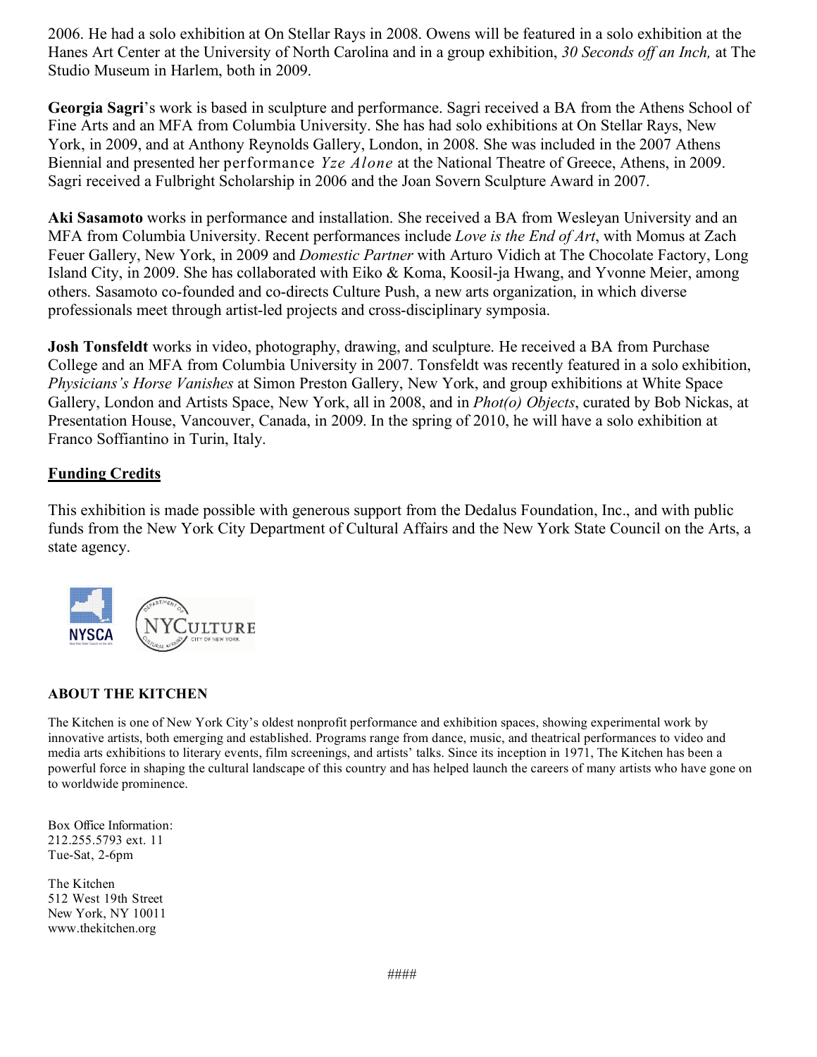2006. He had a solo exhibition at On Stellar Rays in 2008. Owens will be featured in a solo exhibition at the Hanes Art Center at the University of North Carolina and in a group exhibition, *30 Seconds off an Inch,* at The Studio Museum in Harlem, both in 2009.

**Georgia Sagri**'s work is based in sculpture and performance. Sagri received a BA from the Athens School of Fine Arts and an MFA from Columbia University. She has had solo exhibitions at On Stellar Rays, New York, in 2009, and at Anthony Reynolds Gallery, London, in 2008. She was included in the 2007 Athens Biennial and presented her performance *Yze Alone* at the National Theatre of Greece, Athens, in 2009. Sagri received a Fulbright Scholarship in 2006 and the Joan Sovern Sculpture Award in 2007.

**Aki Sasamoto** works in performance and installation. She received a BA from Wesleyan University and an MFA from Columbia University. Recent performances include *Love is the End of Art*, with Momus at Zach Feuer Gallery, New York, in 2009 and *Domestic Partner* with Arturo Vidich at The Chocolate Factory, Long Island City, in 2009. She has collaborated with Eiko & Koma, Koosil-ja Hwang, and Yvonne Meier, among others. Sasamoto co-founded and co-directs Culture Push, a new arts organization, in which diverse professionals meet through artist-led projects and cross-disciplinary symposia.

**Josh Tonsfeldt** works in video, photography, drawing, and sculpture. He received a BA from Purchase College and an MFA from Columbia University in 2007. Tonsfeldt was recently featured in a solo exhibition, *Physicians's Horse Vanishes* at Simon Preston Gallery, New York, and group exhibitions at White Space Gallery, London and Artists Space, New York, all in 2008, and in *Phot(o) Objects*, curated by Bob Nickas, at Presentation House, Vancouver, Canada, in 2009. In the spring of 2010, he will have a solo exhibition at Franco Soffiantino in Turin, Italy.

## Funding Credits

This exhibition is made possible with generous support from the Dedalus Foundation, Inc., and with public funds from the New York City Department of Cultural Affairs and the New York State Council on the Arts, a state agency.

NYSCA

NYCULTURE

### ABOUT THE KITCHEN

The Kitchen is one of New York City's oldest nonprofit performance and exhibition spaces, showing experimental work by innovative artists, both emerging and established. Programs range from dance, music, and theatrical performances to video and media arts exhibitions to literary events, film screenings, and artists' talks. Since its inception in 1971, The Kitchen has been a powerful force in shaping the cultural landscape of this country and has helped launch the careers of many artists who have gone on to worldwide prominence.

Box Office Information:
212.255.5793 ext. 11
Tue-Sat, 2-6pm

The Kitchen
512 West 19th Street
New York, NY 10011
www.thekitchen.org

####